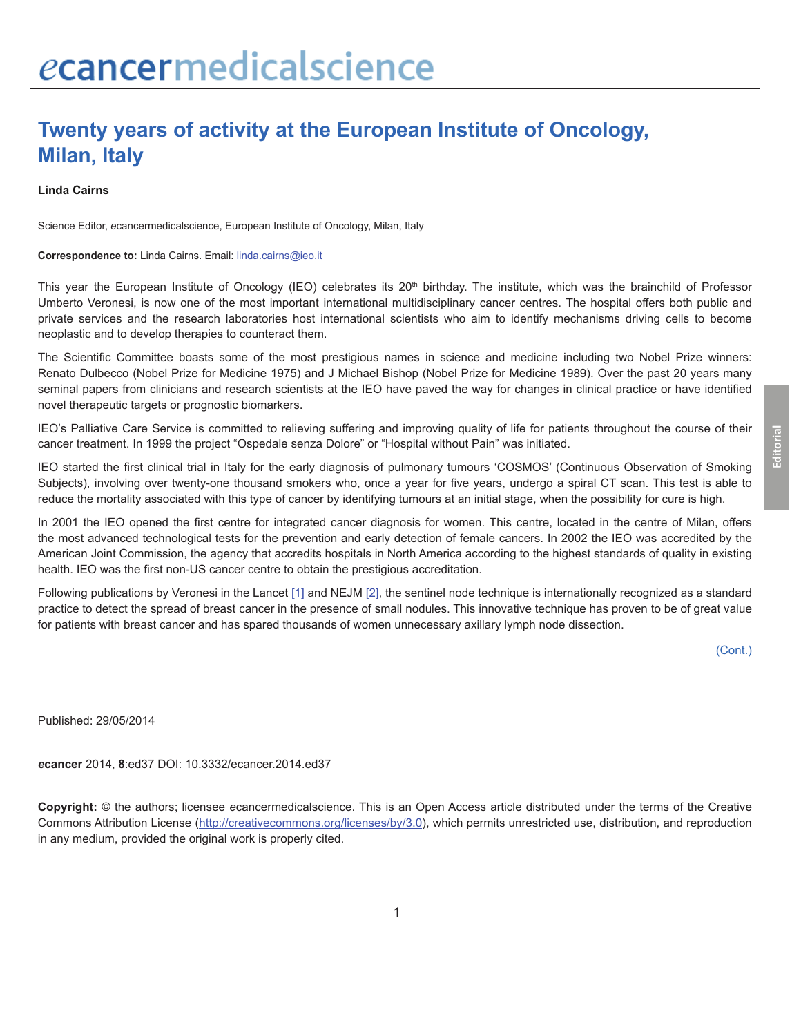# Twenty years of activity at the European Institute of Oncology, Milan, Italy

**Linda Cairns**

Science Editor, *e*cancermedicalscience, European Institute of Oncology, Milan, Italy

**Correspondence to:** Linda Cairns. Email: linda.cairns@ieo.it

This year the European Institute of Oncology (IEO) celebrates its 20th birthday. The institute, which was the brainchild of Professor Umberto Veronesi, is now one of the most important international multidisciplinary cancer centres. The hospital offers both public and private services and the research laboratories host international scientists who aim to identify mechanisms driving cells to become neoplastic and to develop therapies to counteract them.

The Scientific Committee boasts some of the most prestigious names in science and medicine including two Nobel Prize winners: Renato Dulbecco (Nobel Prize for Medicine 1975) and J Michael Bishop (Nobel Prize for Medicine 1989). Over the past 20 years many seminal papers from clinicians and research scientists at the IEO have paved the way for changes in clinical practice or have identified novel therapeutic targets or prognostic biomarkers.

IEO's Palliative Care Service is committed to relieving suffering and improving quality of life for patients throughout the course of their cancer treatment. In 1999 the project "Ospedale senza Dolore" or "Hospital without Pain" was initiated.

IEO started the first clinical trial in Italy for the early diagnosis of pulmonary tumours 'COSMOS' (Continuous Observation of Smoking Subjects), involving over twenty-one thousand smokers who, once a year for five years, undergo a spiral CT scan. This test is able to reduce the mortality associated with this type of cancer by identifying tumours at an initial stage, when the possibility for cure is high.

In 2001 the IEO opened the first centre for integrated cancer diagnosis for women. This centre, located in the centre of Milan, offers the most advanced technological tests for the prevention and early detection of female cancers. In 2002 the IEO was accredited by the American Joint Commission, the agency that accredits hospitals in North America according to the highest standards of quality in existing health. IEO was the first non-US cancer centre to obtain the prestigious accreditation.

Following publications by Veronesi in the Lancet [1] and NEJM [2], the sentinel node technique is internationally recognized as a standard practice to detect the spread of breast cancer in the presence of small nodules. This innovative technique has proven to be of great value for patients with breast cancer and has spared thousands of women unnecessary axillary lymph node dissection.

(Cont.)

Published: 29/05/2014

***e*cancer** 2014, **8**:ed37 DOI: 10.3332/ecancer.2014.ed37

**Copyright:** © the authors; licensee *e*cancermedicalscience. This is an Open Access article distributed under the terms of the Creative Commons Attribution License (http://creativecommons.org/licenses/by/3.0), which permits unrestricted use, distribution, and reproduction in any medium, provided the original work is properly cited.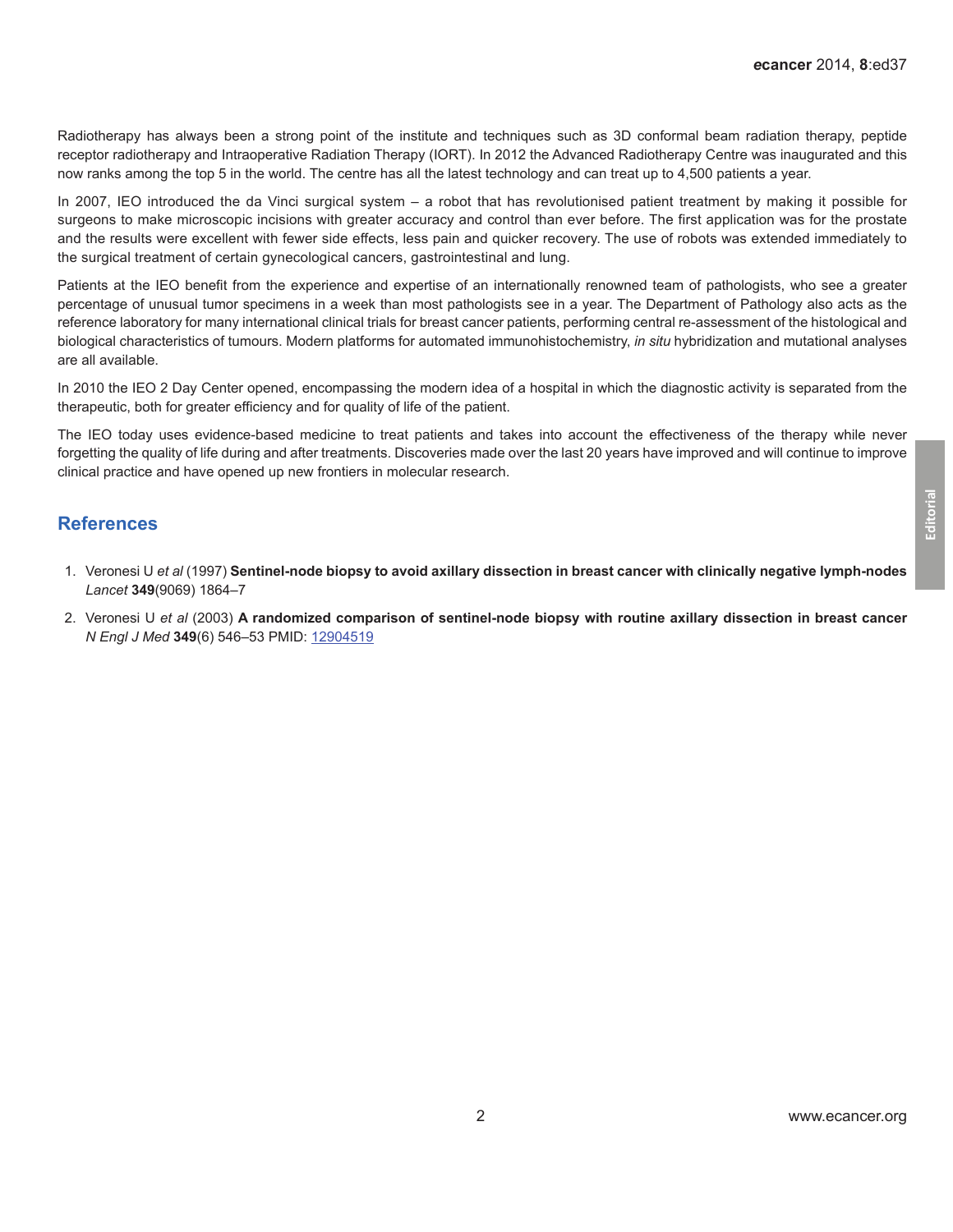Radiotherapy has always been a strong point of the institute and techniques such as 3D conformal beam radiation therapy, peptide receptor radiotherapy and Intraoperative Radiation Therapy (IORT). In 2012 the Advanced Radiotherapy Centre was inaugurated and this now ranks among the top 5 in the world. The centre has all the latest technology and can treat up to 4,500 patients a year.

In 2007, IEO introduced the da Vinci surgical system – a robot that has revolutionised patient treatment by making it possible for surgeons to make microscopic incisions with greater accuracy and control than ever before. The first application was for the prostate and the results were excellent with fewer side effects, less pain and quicker recovery. The use of robots was extended immediately to the surgical treatment of certain gynecological cancers, gastrointestinal and lung.

Patients at the IEO benefit from the experience and expertise of an internationally renowned team of pathologists, who see a greater percentage of unusual tumor specimens in a week than most pathologists see in a year. The Department of Pathology also acts as the reference laboratory for many international clinical trials for breast cancer patients, performing central re-assessment of the histological and biological characteristics of tumours. Modern platforms for automated immunohistochemistry, *in situ* hybridization and mutational analyses are all available.

In 2010 the IEO 2 Day Center opened, encompassing the modern idea of a hospital in which the diagnostic activity is separated from the therapeutic, both for greater efficiency and for quality of life of the patient.

The IEO today uses evidence-based medicine to treat patients and takes into account the effectiveness of the therapy while never forgetting the quality of life during and after treatments. Discoveries made over the last 20 years have improved and will continue to improve clinical practice and have opened up new frontiers in molecular research.

## References

1. Veronesi U *et al* (1997) **Sentinel-node biopsy to avoid axillary dissection in breast cancer with clinically negative lymph-nodes** *Lancet* **349**(9069) 1864–7
2. Veronesi U *et al* (2003) **A randomized comparison of sentinel-node biopsy with routine axillary dissection in breast cancer** *N Engl J Med* **349**(6) 546–53 PMID: 12904519